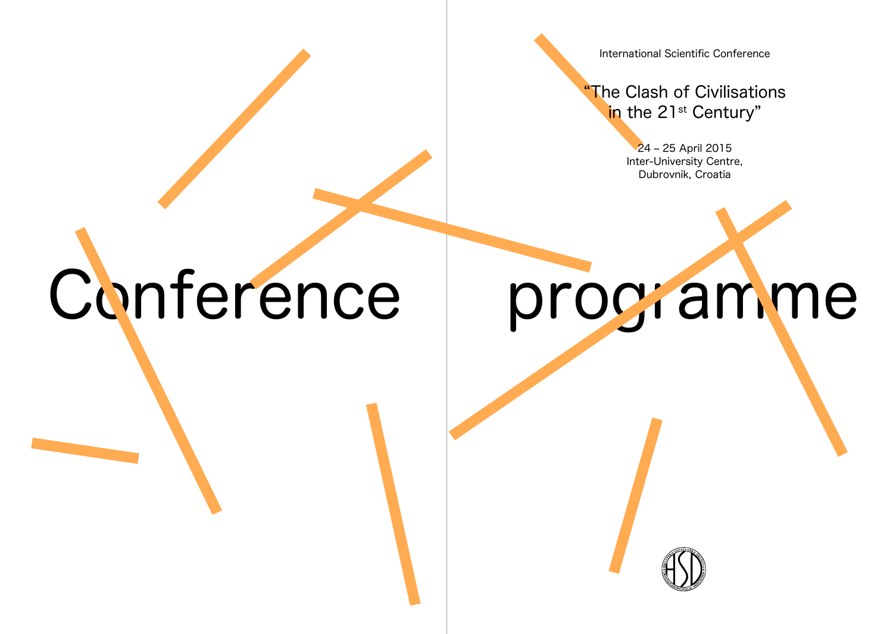International Scientific Conference

# "The Clash of Civilisations in the 21st Century"

24 – 25 April 2015
Inter-University Centre,
Dubrovnik, Croatia

# Conference programme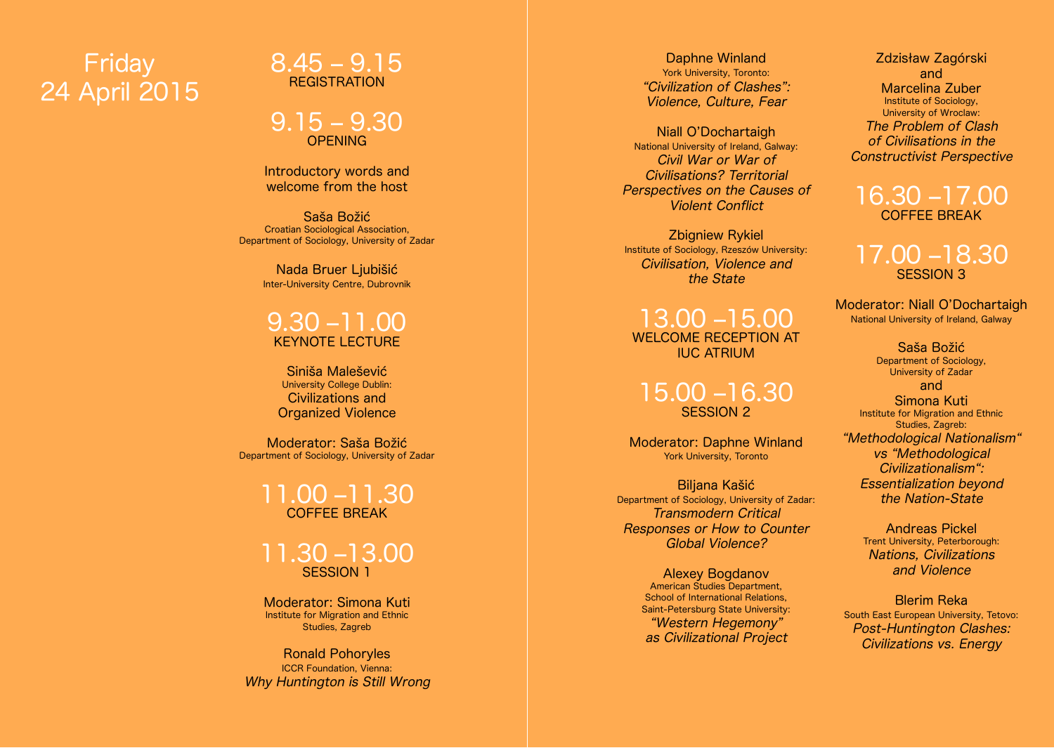# Friday 24 April 2015

## 8.45 – 9.15
REGISTRATION

## 9.15 – 9.30
OPENING

Introductory words and welcome from the host

Saša Božić
Croatian Sociological Association, Department of Sociology, University of Zadar

Nada Bruer Ljubišić
Inter-University Centre, Dubrovnik

## 9.30 –11.00
KEYNOTE LECTURE

Siniša Malešević
University College Dublin:
Civilizations and Organized Violence

Moderator: Saša Božić
Department of Sociology, University of Zadar

## 11.00 –11.30
COFFEE BREAK

## 11.30 –13.00
SESSION 1

Moderator: Simona Kuti
Institute for Migration and Ethnic Studies, Zagreb

Ronald Pohoryles
ICCR Foundation, Vienna:
*Why Huntington is Still Wrong*

Daphne Winland
York University, Toronto:
*"Civilization of Clashes": Violence, Culture, Fear*

Niall O'Dochartaigh
National University of Ireland, Galway:
*Civil War or War of Civilisations? Territorial Perspectives on the Causes of Violent Conflict*

Zbigniew Rykiel
Institute of Sociology, Rzeszów University:
*Civilisation, Violence and the State*

## 13.00 –15.00
WELCOME RECEPTION AT IUC ATRIUM

## 15.00 –16.30
SESSION 2

Moderator: Daphne Winland
York University, Toronto

Biljana Kašić
Department of Sociology, University of Zadar:
*Transmodern Critical Responses or How to Counter Global Violence?*

Alexey Bogdanov
American Studies Department, School of International Relations, Saint-Petersburg State University:
*"Western Hegemony" as Civilizational Project*

Zdzisław Zagórski and Marcelina Zuber
Institute of Sociology, University of Wroclaw:
*The Problem of Clash of Civilisations in the Constructivist Perspective*

## 16.30 –17.00
COFFEE BREAK

## 17.00 –18.30
SESSION 3

Moderator: Niall O'Dochartaigh
National University of Ireland, Galway

Saša Božić
Department of Sociology, University of Zadar
and
Simona Kuti
Institute for Migration and Ethnic Studies, Zagreb:
*"Methodological Nationalism" vs "Methodological Civilizationalism": Essentialization beyond the Nation-State*

Andreas Pickel
Trent University, Peterborough:
*Nations, Civilizations and Violence*

Blerim Reka
South East European University, Tetovo:
*Post-Huntington Clashes: Civilizations vs. Energy*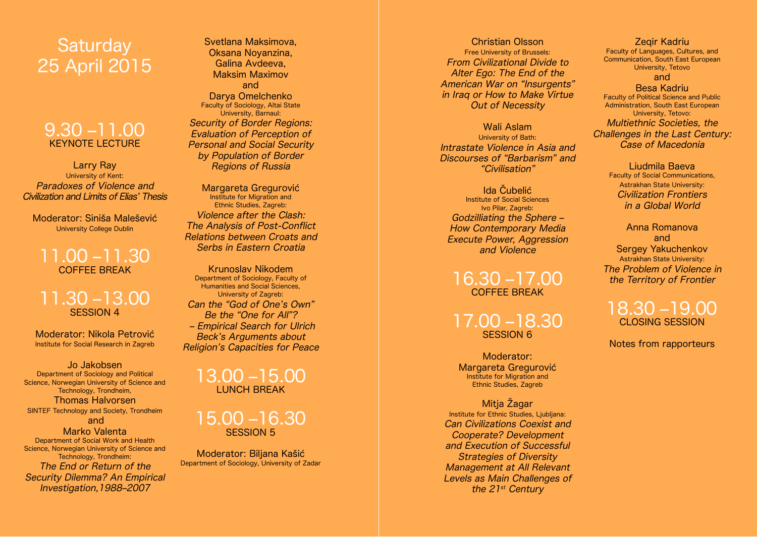# Saturday 25 April 2015

## 9.30 – 11.00 KEYNOTE LECTURE

Larry Ray
University of Kent:
*Paradoxes of Violence and Civilization and Limits of Elias' Thesis*

Moderator: Siniša Malešević
University College Dublin

## 11.00 – 11.30 COFFEE BREAK

## 11.30 – 13.00 SESSION 4

Moderator: Nikola Petrović
Institute for Social Research in Zagreb

Jo Jakobsen
Department of Sociology and Political Science, Norwegian University of Science and Technology, Trondheim,
Thomas Halvorsen
SINTEF Technology and Society, Trondheim
and
Marko Valenta
Department of Social Work and Health Science, Norwegian University of Science and Technology, Trondheim:
*The End or Return of the Security Dilemma? An Empirical Investigation, 1988–2007*

Svetlana Maksimova,
Oksana Noyanzina,
Galina Avdeeva,
Maksim Maximov
and
Darya Omelchenko
Faculty of Sociology, Altai State University, Barnaul:
*Security of Border Regions: Evaluation of Perception of Personal and Social Security by Population of Border Regions of Russia*

Margareta Gregurović
Institute for Migration and Ethnic Studies, Zagreb:
*Violence after the Clash: The Analysis of Post-Conflict Relations between Croats and Serbs in Eastern Croatia*

Krunoslav Nikodem
Department of Sociology, Faculty of Humanities and Social Sciences, University of Zagreb:
*Can the "God of One's Own" Be the "One for All"? – Empirical Search for Ulrich Beck's Arguments about Religion's Capacities for Peace*

## 13.00 – 15.00 LUNCH BREAK

## 15.00 – 16.30 SESSION 5

Moderator: Biljana Kašić
Department of Sociology, University of Zadar

Christian Olsson
Free University of Brussels:
*From Civilizational Divide to Alter Ego: The End of the American War on "Insurgents" in Iraq or How to Make Virtue Out of Necessity*

Wali Aslam
University of Bath:
*Intrastate Violence in Asia and Discourses of "Barbarism" and "Civilisation"*

Ida Čubelić
Institute of Social Sciences Ivo Pilar, Zagreb:
*Godzilliating the Sphere – How Contemporary Media Execute Power, Aggression and Violence*

## 16.30 – 17.00 COFFEE BREAK

## 17.00 – 18.30 SESSION 6

Moderator:
Margareta Gregurović
Institute for Migration and Ethnic Studies, Zagreb

Mitja Žagar
Institute for Ethnic Studies, Ljubljana:
*Can Civilizations Coexist and Cooperate? Development and Execution of Successful Strategies of Diversity Management at All Relevant Levels as Main Challenges of the 21st Century*

Zeqir Kadriu
Faculty of Languages, Cultures, and Communication, South East European University, Tetovo
and
Besa Kadriu
Faculty of Political Science and Public Administration, South East European University, Tetovo:
*Multiethnic Societies, the Challenges in the Last Century: Case of Macedonia*

Liudmila Baeva
Faculty of Social Communications, Astrakhan State University:
*Civilization Frontiers in a Global World*

Anna Romanova
and
Sergey Yakuchenkov
Astrakhan State University:
*The Problem of Violence in the Territory of Frontier*

## 18.30 – 19.00 CLOSING SESSION

Notes from rapporteurs